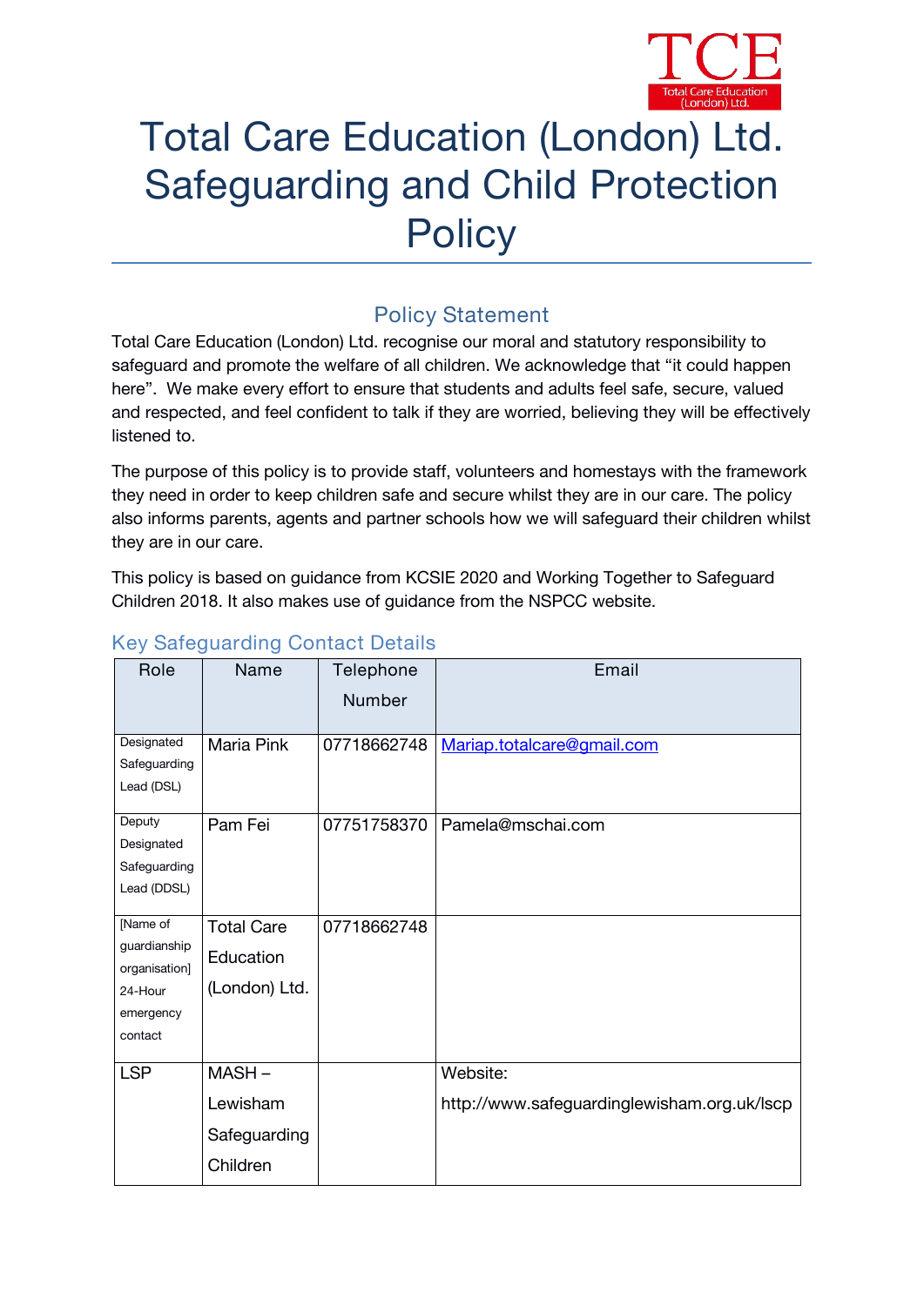# Total Care Education (London) Ltd. Safeguarding and Child Protection Policy

## Policy Statement

Total Care Education (London) Ltd. recognise our moral and statutory responsibility to safeguard and promote the welfare of all children. We acknowledge that "it could happen here". We make every effort to ensure that students and adults feel safe, secure, valued and respected, and feel confident to talk if they are worried, believing they will be effectively listened to.

The purpose of this policy is to provide staff, volunteers and homestays with the framework they need in order to keep children safe and secure whilst they are in our care. The policy also informs parents, agents and partner schools how we will safeguard their children whilst they are in our care.

This policy is based on guidance from KCSIE 2020 and Working Together to Safeguard Children 2018. It also makes use of guidance from the NSPCC website.

### Key Safeguarding Contact Details

| Role | Name | Telephone Number | Email |
|---|---|---|---|
| Designated Safeguarding Lead (DSL) | Maria Pink | 07718662748 | Mariap.totalcare@gmail.com |
| Deputy Designated Safeguarding Lead (DDSL) | Pam Fei | 07751758370 | Pamela@mschai.com |
| [Name of guardianship organisation] 24-Hour emergency contact | Total Care Education (London) Ltd. | 07718662748 | |
| LSP | MASH – Lewisham Safeguarding Children | | Website: http://www.safeguardinglewisham.org.uk/lscp |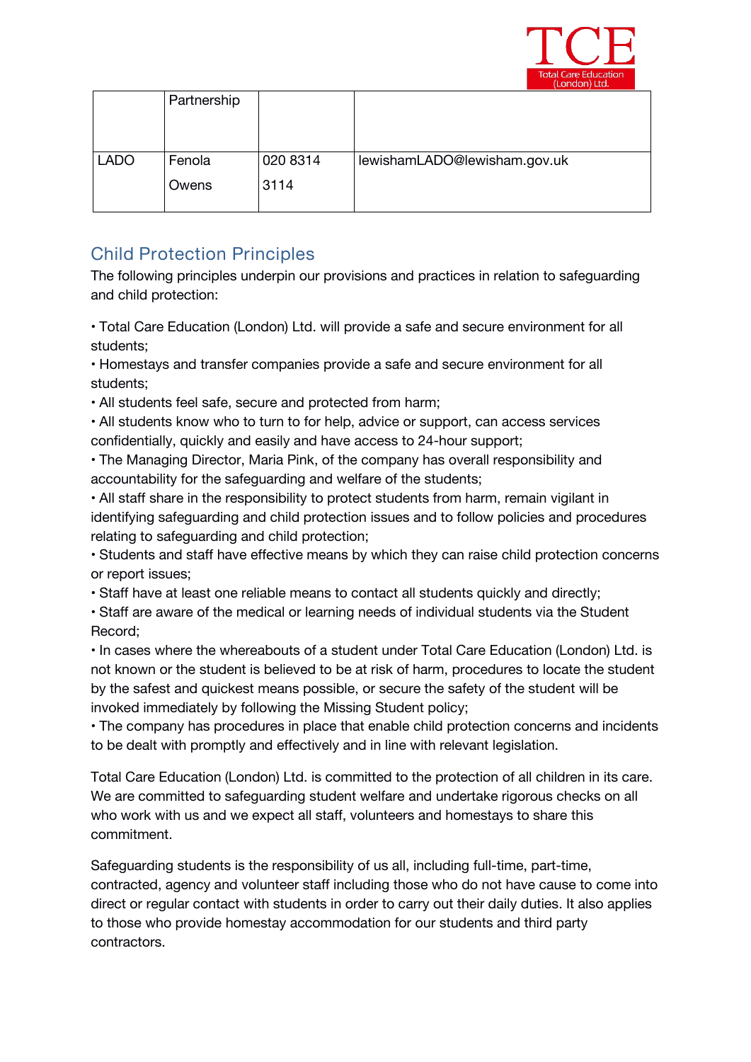| | | | |
|---|---|---|---|
| | Partnership | | |
| LADO | Fenola Owens | 020 8314 3114 | lewishamLADO@lewisham.gov.uk |

## Child Protection Principles

The following principles underpin our provisions and practices in relation to safeguarding and child protection:

• Total Care Education (London) Ltd. will provide a safe and secure environment for all students;
• Homestays and transfer companies provide a safe and secure environment for all students;
• All students feel safe, secure and protected from harm;
• All students know who to turn to for help, advice or support, can access services confidentially, quickly and easily and have access to 24-hour support;
• The Managing Director, Maria Pink, of the company has overall responsibility and accountability for the safeguarding and welfare of the students;
• All staff share in the responsibility to protect students from harm, remain vigilant in identifying safeguarding and child protection issues and to follow policies and procedures relating to safeguarding and child protection;
• Students and staff have effective means by which they can raise child protection concerns or report issues;
• Staff have at least one reliable means to contact all students quickly and directly;
• Staff are aware of the medical or learning needs of individual students via the Student Record;
• In cases where the whereabouts of a student under Total Care Education (London) Ltd. is not known or the student is believed to be at risk of harm, procedures to locate the student by the safest and quickest means possible, or secure the safety of the student will be invoked immediately by following the Missing Student policy;
• The company has procedures in place that enable child protection concerns and incidents to be dealt with promptly and effectively and in line with relevant legislation.

Total Care Education (London) Ltd. is committed to the protection of all children in its care. We are committed to safeguarding student welfare and undertake rigorous checks on all who work with us and we expect all staff, volunteers and homestays to share this commitment.

Safeguarding students is the responsibility of us all, including full-time, part-time, contracted, agency and volunteer staff including those who do not have cause to come into direct or regular contact with students in order to carry out their daily duties. It also applies to those who provide homestay accommodation for our students and third party contractors.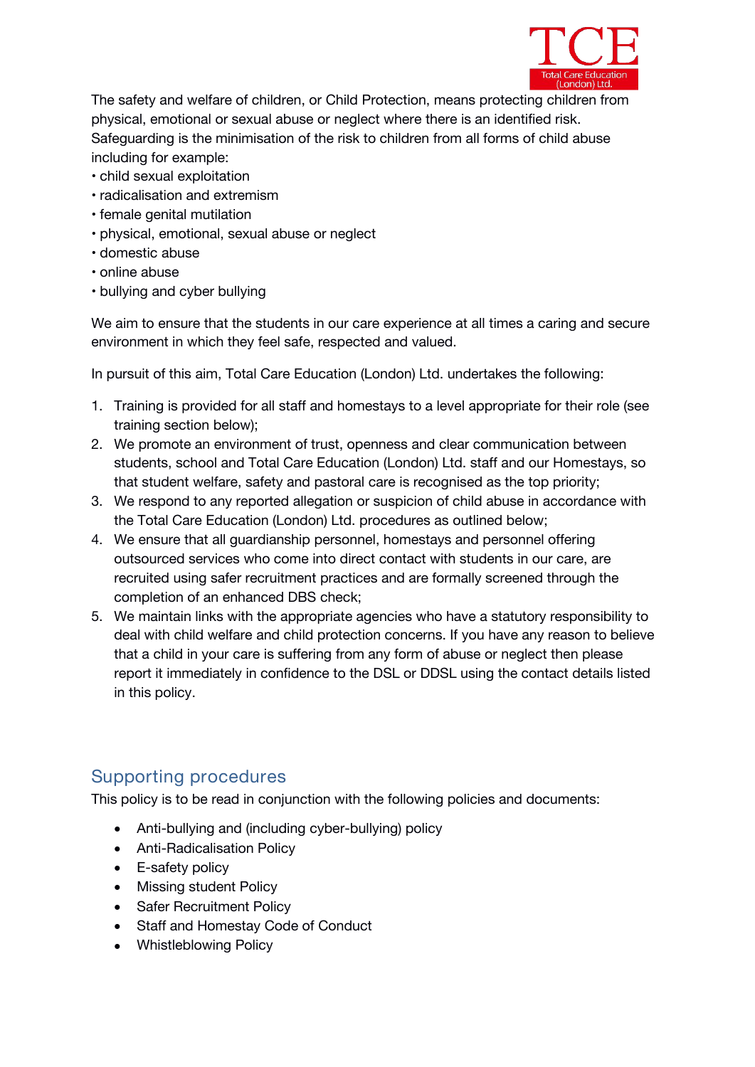The safety and welfare of children, or Child Protection, means protecting children from physical, emotional or sexual abuse or neglect where there is an identified risk. Safeguarding is the minimisation of the risk to children from all forms of child abuse including for example:

- child sexual exploitation
- radicalisation and extremism
- female genital mutilation
- physical, emotional, sexual abuse or neglect
- domestic abuse
- online abuse
- bullying and cyber bullying

We aim to ensure that the students in our care experience at all times a caring and secure environment in which they feel safe, respected and valued.

In pursuit of this aim, Total Care Education (London) Ltd. undertakes the following:

1. Training is provided for all staff and homestays to a level appropriate for their role (see training section below);
2. We promote an environment of trust, openness and clear communication between students, school and Total Care Education (London) Ltd. staff and our Homestays, so that student welfare, safety and pastoral care is recognised as the top priority;
3. We respond to any reported allegation or suspicion of child abuse in accordance with the Total Care Education (London) Ltd. procedures as outlined below;
4. We ensure that all guardianship personnel, homestays and personnel offering outsourced services who come into direct contact with students in our care, are recruited using safer recruitment practices and are formally screened through the completion of an enhanced DBS check;
5. We maintain links with the appropriate agencies who have a statutory responsibility to deal with child welfare and child protection concerns. If you have any reason to believe that a child in your care is suffering from any form of abuse or neglect then please report it immediately in confidence to the DSL or DDSL using the contact details listed in this policy.

## Supporting procedures

This policy is to be read in conjunction with the following policies and documents:

- Anti-bullying and (including cyber-bullying) policy
- Anti-Radicalisation Policy
- E-safety policy
- Missing student Policy
- Safer Recruitment Policy
- Staff and Homestay Code of Conduct
- Whistleblowing Policy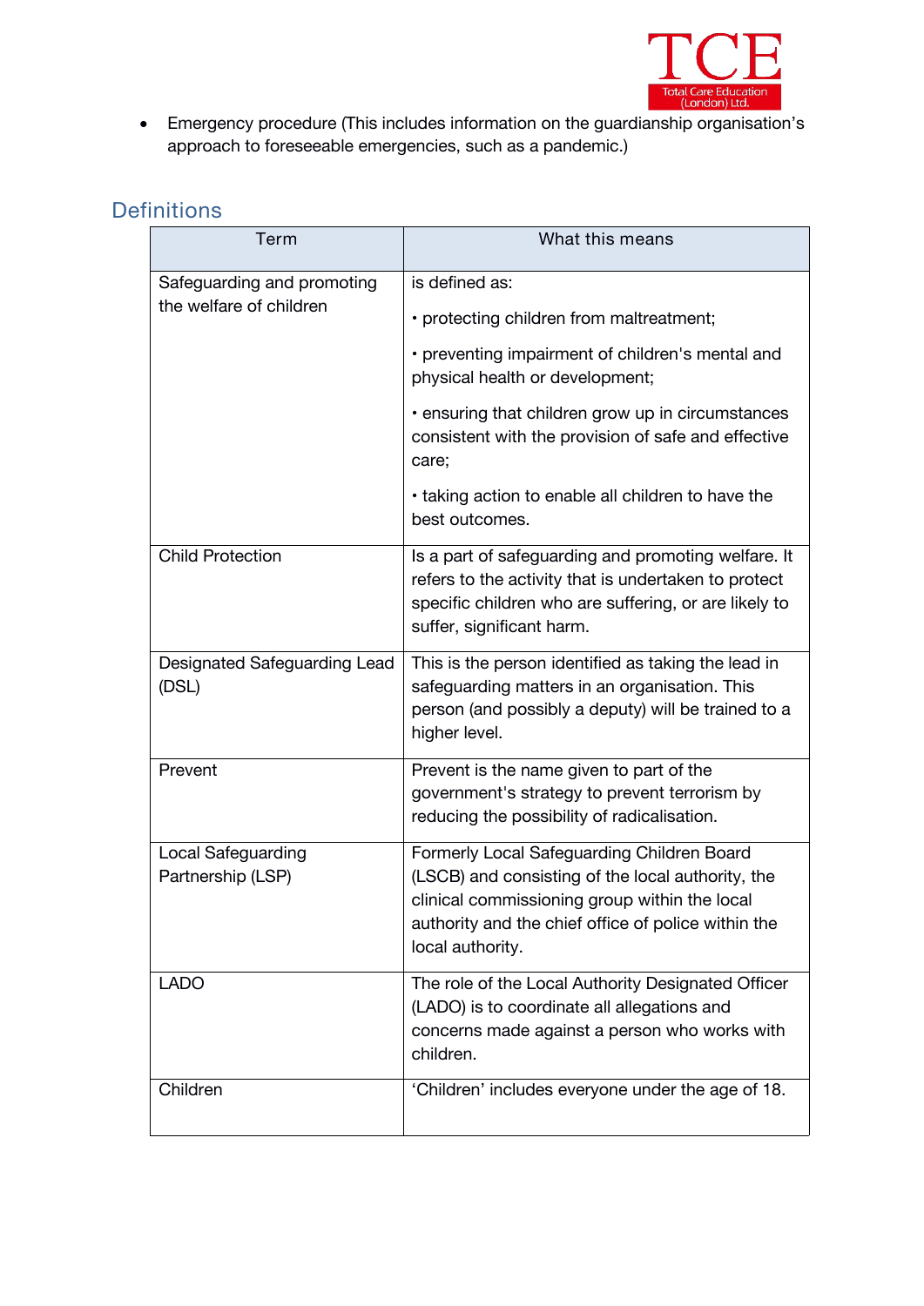- Emergency procedure (This includes information on the guardianship organisation's approach to foreseeable emergencies, such as a pandemic.)

## Definitions

| Term | What this means |
|---|---|
| Safeguarding and promoting the welfare of children | is defined as:<br>• protecting children from maltreatment;<br>• preventing impairment of children's mental and physical health or development;<br>• ensuring that children grow up in circumstances consistent with the provision of safe and effective care;<br>• taking action to enable all children to have the best outcomes. |
| Child Protection | Is a part of safeguarding and promoting welfare. It refers to the activity that is undertaken to protect specific children who are suffering, or are likely to suffer, significant harm. |
| Designated Safeguarding Lead (DSL) | This is the person identified as taking the lead in safeguarding matters in an organisation. This person (and possibly a deputy) will be trained to a higher level. |
| Prevent | Prevent is the name given to part of the government's strategy to prevent terrorism by reducing the possibility of radicalisation. |
| Local Safeguarding Partnership (LSP) | Formerly Local Safeguarding Children Board (LSCB) and consisting of the local authority, the clinical commissioning group within the local authority and the chief office of police within the local authority. |
| LADO | The role of the Local Authority Designated Officer (LADO) is to coordinate all allegations and concerns made against a person who works with children. |
| Children | 'Children' includes everyone under the age of 18. |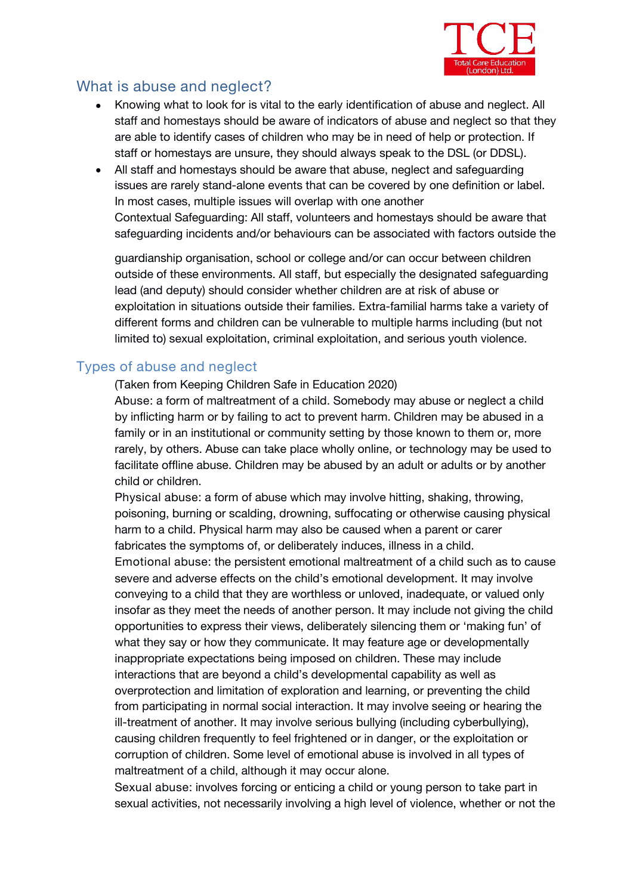## What is abuse and neglect?

- Knowing what to look for is vital to the early identification of abuse and neglect. All staff and homestays should be aware of indicators of abuse and neglect so that they are able to identify cases of children who may be in need of help or protection. If staff or homestays are unsure, they should always speak to the DSL (or DDSL).
- All staff and homestays should be aware that abuse, neglect and safeguarding issues are rarely stand-alone events that can be covered by one definition or label. In most cases, multiple issues will overlap with one another

  Contextual Safeguarding: All staff, volunteers and homestays should be aware that safeguarding incidents and/or behaviours can be associated with factors outside the guardianship organisation, school or college and/or can occur between children outside of these environments. All staff, but especially the designated safeguarding lead (and deputy) should consider whether children are at risk of abuse or exploitation in situations outside their families. Extra-familial harms take a variety of different forms and children can be vulnerable to multiple harms including (but not limited to) sexual exploitation, criminal exploitation, and serious youth violence.

## Types of abuse and neglect

(Taken from Keeping Children Safe in Education 2020)

Abuse: a form of maltreatment of a child. Somebody may abuse or neglect a child by inflicting harm or by failing to act to prevent harm. Children may be abused in a family or in an institutional or community setting by those known to them or, more rarely, by others. Abuse can take place wholly online, or technology may be used to facilitate offline abuse. Children may be abused by an adult or adults or by another child or children.

Physical abuse: a form of abuse which may involve hitting, shaking, throwing, poisoning, burning or scalding, drowning, suffocating or otherwise causing physical harm to a child. Physical harm may also be caused when a parent or carer fabricates the symptoms of, or deliberately induces, illness in a child.

Emotional abuse: the persistent emotional maltreatment of a child such as to cause severe and adverse effects on the child's emotional development. It may involve conveying to a child that they are worthless or unloved, inadequate, or valued only insofar as they meet the needs of another person. It may include not giving the child opportunities to express their views, deliberately silencing them or 'making fun' of what they say or how they communicate. It may feature age or developmentally inappropriate expectations being imposed on children. These may include interactions that are beyond a child's developmental capability as well as overprotection and limitation of exploration and learning, or preventing the child from participating in normal social interaction. It may involve seeing or hearing the ill-treatment of another. It may involve serious bullying (including cyberbullying), causing children frequently to feel frightened or in danger, or the exploitation or corruption of children. Some level of emotional abuse is involved in all types of maltreatment of a child, although it may occur alone.

Sexual abuse: involves forcing or enticing a child or young person to take part in sexual activities, not necessarily involving a high level of violence, whether or not the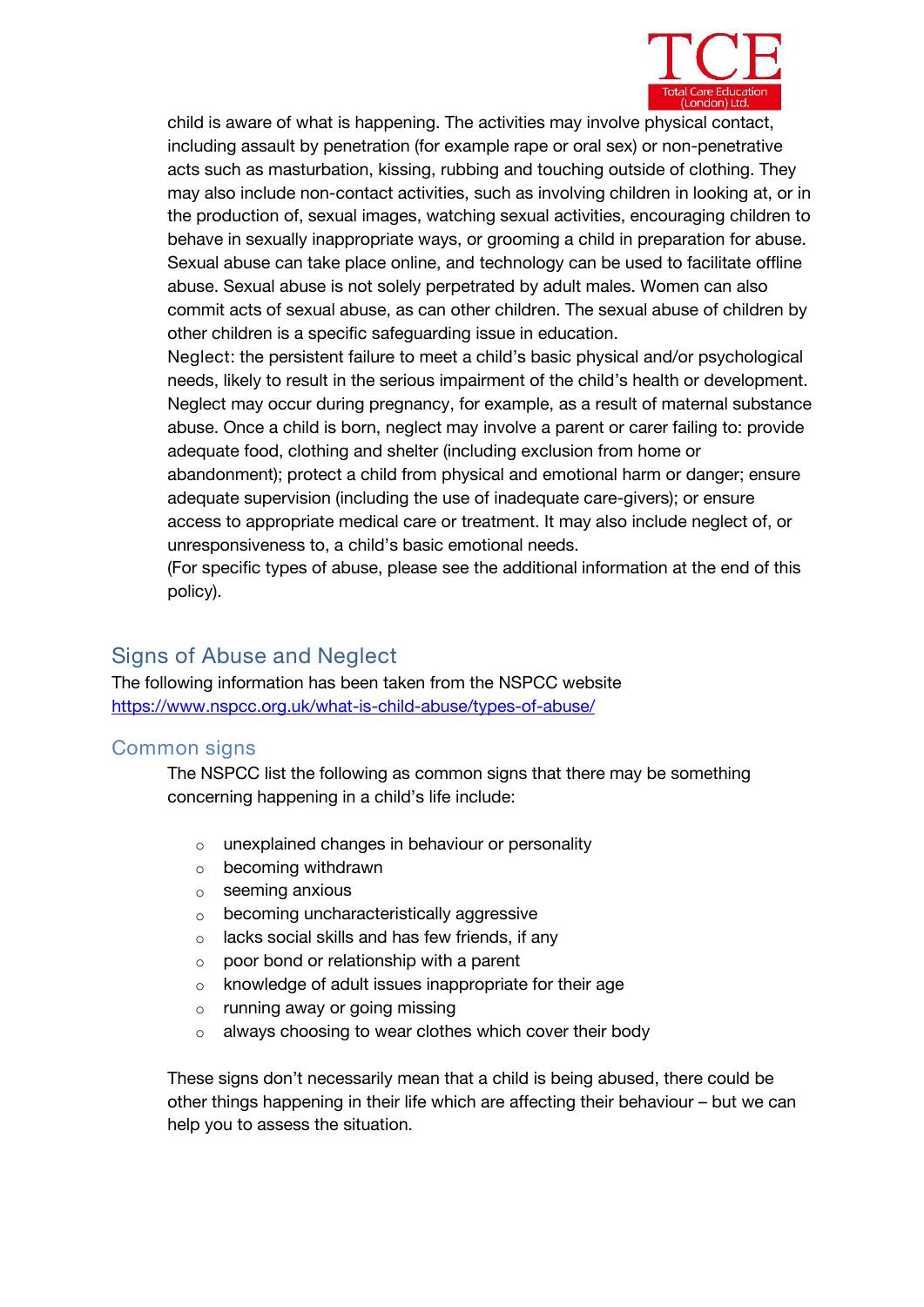child is aware of what is happening. The activities may involve physical contact, including assault by penetration (for example rape or oral sex) or non-penetrative acts such as masturbation, kissing, rubbing and touching outside of clothing. They may also include non-contact activities, such as involving children in looking at, or in the production of, sexual images, watching sexual activities, encouraging children to behave in sexually inappropriate ways, or grooming a child in preparation for abuse. Sexual abuse can take place online, and technology can be used to facilitate offline abuse. Sexual abuse is not solely perpetrated by adult males. Women can also commit acts of sexual abuse, as can other children. The sexual abuse of children by other children is a specific safeguarding issue in education.

Neglect: the persistent failure to meet a child's basic physical and/or psychological needs, likely to result in the serious impairment of the child's health or development. Neglect may occur during pregnancy, for example, as a result of maternal substance abuse. Once a child is born, neglect may involve a parent or carer failing to: provide adequate food, clothing and shelter (including exclusion from home or abandonment); protect a child from physical and emotional harm or danger; ensure adequate supervision (including the use of inadequate care-givers); or ensure access to appropriate medical care or treatment. It may also include neglect of, or unresponsiveness to, a child's basic emotional needs.

(For specific types of abuse, please see the additional information at the end of this policy).

## Signs of Abuse and Neglect

The following information has been taken from the NSPCC website https://www.nspcc.org.uk/what-is-child-abuse/types-of-abuse/

### Common signs

The NSPCC list the following as common signs that there may be something concerning happening in a child's life include:

- unexplained changes in behaviour or personality
- becoming withdrawn
- seeming anxious
- becoming uncharacteristically aggressive
- lacks social skills and has few friends, if any
- poor bond or relationship with a parent
- knowledge of adult issues inappropriate for their age
- running away or going missing
- always choosing to wear clothes which cover their body

These signs don't necessarily mean that a child is being abused, there could be other things happening in their life which are affecting their behaviour – but we can help you to assess the situation.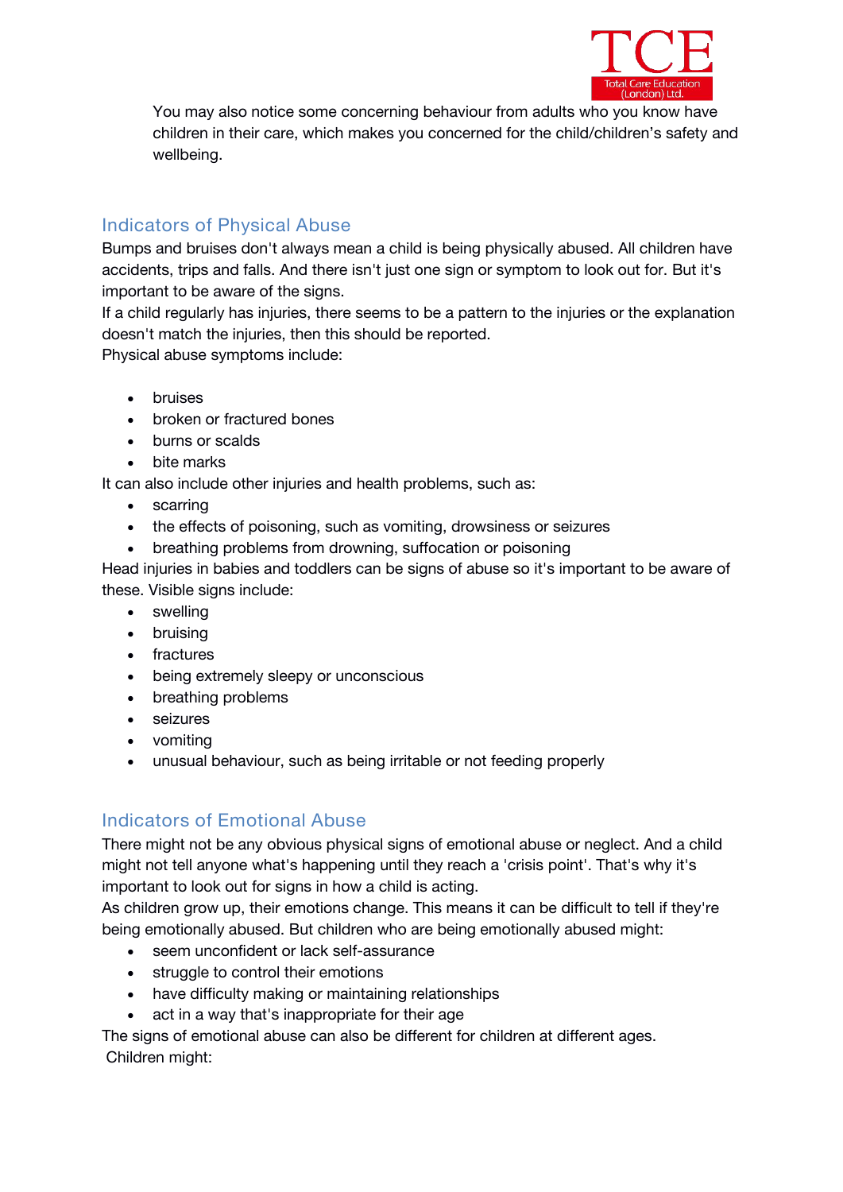You may also notice some concerning behaviour from adults who you know have children in their care, which makes you concerned for the child/children's safety and wellbeing.

## Indicators of Physical Abuse

Bumps and bruises don't always mean a child is being physically abused. All children have accidents, trips and falls. And there isn't just one sign or symptom to look out for. But it's important to be aware of the signs.

If a child regularly has injuries, there seems to be a pattern to the injuries or the explanation doesn't match the injuries, then this should be reported.

Physical abuse symptoms include:

- bruises
- broken or fractured bones
- burns or scalds
- bite marks

It can also include other injuries and health problems, such as:

- scarring
- the effects of poisoning, such as vomiting, drowsiness or seizures
- breathing problems from drowning, suffocation or poisoning

Head injuries in babies and toddlers can be signs of abuse so it's important to be aware of these. Visible signs include:

- swelling
- bruising
- fractures
- being extremely sleepy or unconscious
- breathing problems
- seizures
- vomiting
- unusual behaviour, such as being irritable or not feeding properly

## Indicators of Emotional Abuse

There might not be any obvious physical signs of emotional abuse or neglect. And a child might not tell anyone what's happening until they reach a 'crisis point'. That's why it's important to look out for signs in how a child is acting.

As children grow up, their emotions change. This means it can be difficult to tell if they're being emotionally abused. But children who are being emotionally abused might:

- seem unconfident or lack self-assurance
- struggle to control their emotions
- have difficulty making or maintaining relationships
- act in a way that's inappropriate for their age

The signs of emotional abuse can also be different for children at different ages.

Children might: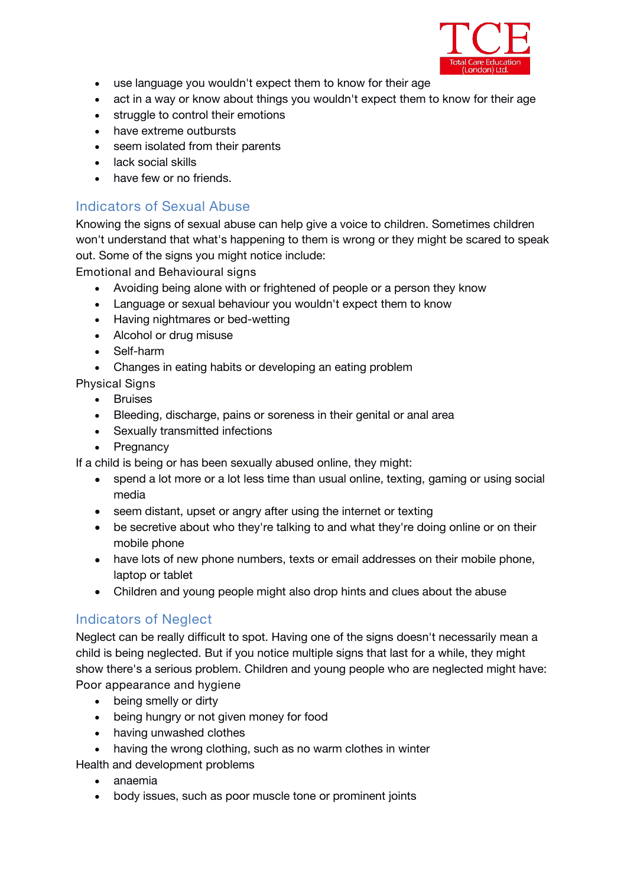- use language you wouldn't expect them to know for their age
- act in a way or know about things you wouldn't expect them to know for their age
- struggle to control their emotions
- have extreme outbursts
- seem isolated from their parents
- lack social skills
- have few or no friends.

## Indicators of Sexual Abuse

Knowing the signs of sexual abuse can help give a voice to children. Sometimes children won't understand that what's happening to them is wrong or they might be scared to speak out. Some of the signs you might notice include:

Emotional and Behavioural signs

- Avoiding being alone with or frightened of people or a person they know
- Language or sexual behaviour you wouldn't expect them to know
- Having nightmares or bed-wetting
- Alcohol or drug misuse
- Self-harm
- Changes in eating habits or developing an eating problem

Physical Signs

- Bruises
- Bleeding, discharge, pains or soreness in their genital or anal area
- Sexually transmitted infections
- Pregnancy

If a child is being or has been sexually abused online, they might:

- spend a lot more or a lot less time than usual online, texting, gaming or using social media
- seem distant, upset or angry after using the internet or texting
- be secretive about who they're talking to and what they're doing online or on their mobile phone
- have lots of new phone numbers, texts or email addresses on their mobile phone, laptop or tablet
- Children and young people might also drop hints and clues about the abuse

## Indicators of Neglect

Neglect can be really difficult to spot. Having one of the signs doesn't necessarily mean a child is being neglected. But if you notice multiple signs that last for a while, they might show there's a serious problem. Children and young people who are neglected might have:

Poor appearance and hygiene

- being smelly or dirty
- being hungry or not given money for food
- having unwashed clothes
- having the wrong clothing, such as no warm clothes in winter

Health and development problems

- anaemia
- body issues, such as poor muscle tone or prominent joints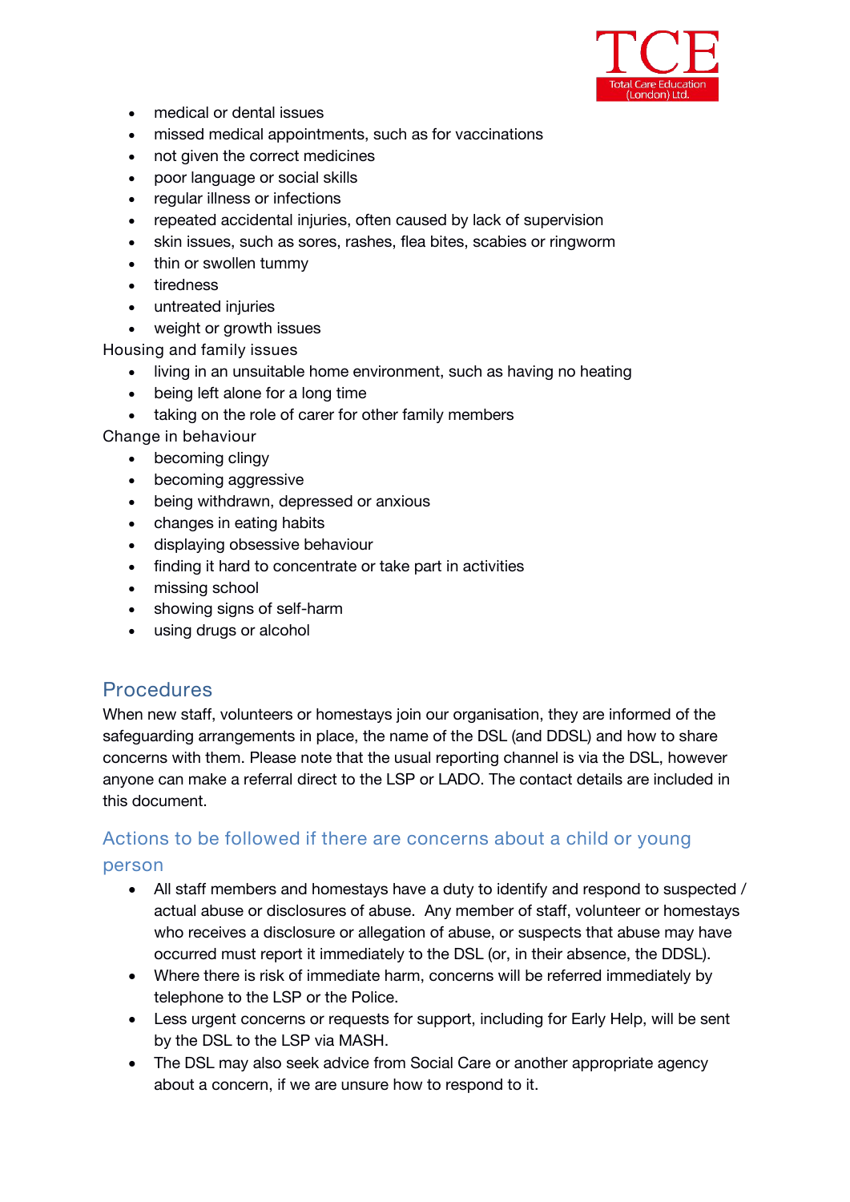- medical or dental issues
- missed medical appointments, such as for vaccinations
- not given the correct medicines
- poor language or social skills
- regular illness or infections
- repeated accidental injuries, often caused by lack of supervision
- skin issues, such as sores, rashes, flea bites, scabies or ringworm
- thin or swollen tummy
- tiredness
- untreated injuries
- weight or growth issues

Housing and family issues

- living in an unsuitable home environment, such as having no heating
- being left alone for a long time
- taking on the role of carer for other family members

Change in behaviour

- becoming clingy
- becoming aggressive
- being withdrawn, depressed or anxious
- changes in eating habits
- displaying obsessive behaviour
- finding it hard to concentrate or take part in activities
- missing school
- showing signs of self-harm
- using drugs or alcohol

## Procedures

When new staff, volunteers or homestays join our organisation, they are informed of the safeguarding arrangements in place, the name of the DSL (and DDSL) and how to share concerns with them. Please note that the usual reporting channel is via the DSL, however anyone can make a referral direct to the LSP or LADO. The contact details are included in this document.

### Actions to be followed if there are concerns about a child or young person

- All staff members and homestays have a duty to identify and respond to suspected / actual abuse or disclosures of abuse. Any member of staff, volunteer or homestays who receives a disclosure or allegation of abuse, or suspects that abuse may have occurred must report it immediately to the DSL (or, in their absence, the DDSL).
- Where there is risk of immediate harm, concerns will be referred immediately by telephone to the LSP or the Police.
- Less urgent concerns or requests for support, including for Early Help, will be sent by the DSL to the LSP via MASH.
- The DSL may also seek advice from Social Care or another appropriate agency about a concern, if we are unsure how to respond to it.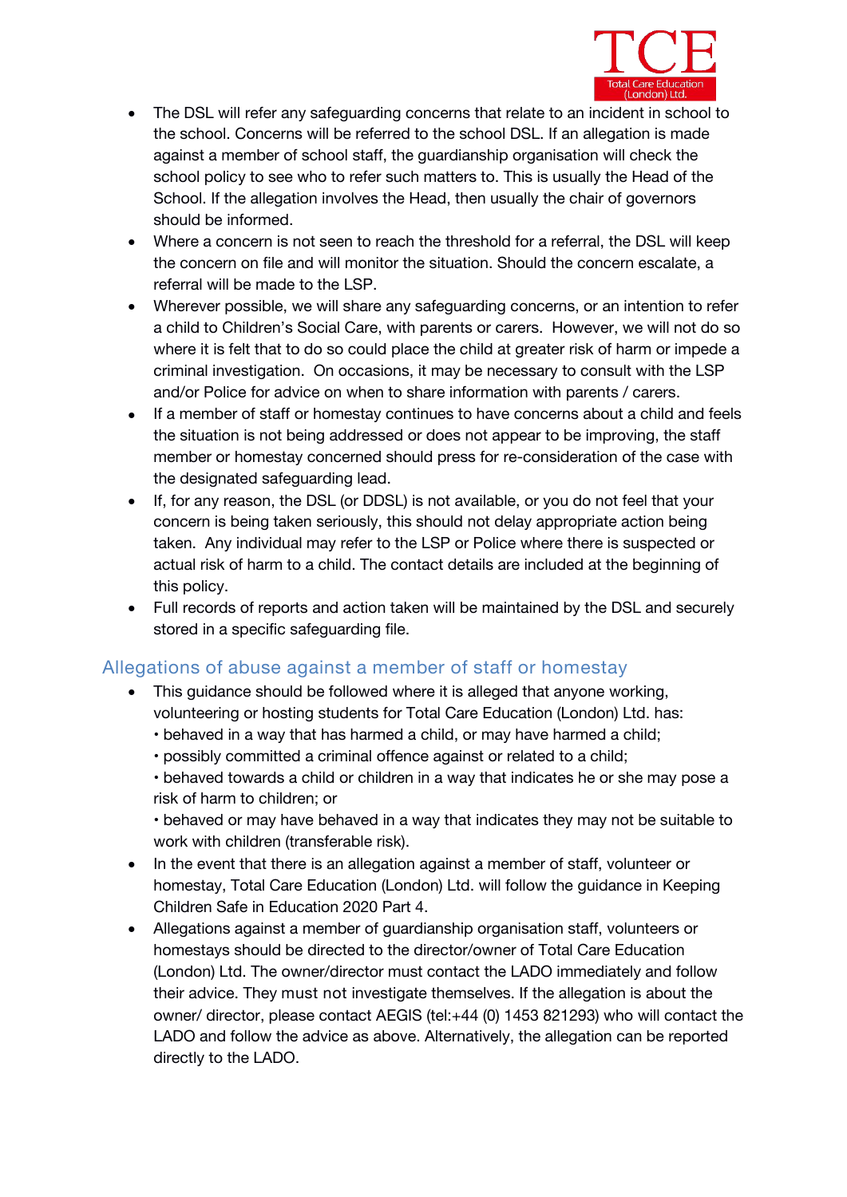- The DSL will refer any safeguarding concerns that relate to an incident in school to the school. Concerns will be referred to the school DSL. If an allegation is made against a member of school staff, the guardianship organisation will check the school policy to see who to refer such matters to. This is usually the Head of the School. If the allegation involves the Head, then usually the chair of governors should be informed.
- Where a concern is not seen to reach the threshold for a referral, the DSL will keep the concern on file and will monitor the situation. Should the concern escalate, a referral will be made to the LSP.
- Wherever possible, we will share any safeguarding concerns, or an intention to refer a child to Children's Social Care, with parents or carers. However, we will not do so where it is felt that to do so could place the child at greater risk of harm or impede a criminal investigation. On occasions, it may be necessary to consult with the LSP and/or Police for advice on when to share information with parents / carers.
- If a member of staff or homestay continues to have concerns about a child and feels the situation is not being addressed or does not appear to be improving, the staff member or homestay concerned should press for re-consideration of the case with the designated safeguarding lead.
- If, for any reason, the DSL (or DDSL) is not available, or you do not feel that your concern is being taken seriously, this should not delay appropriate action being taken. Any individual may refer to the LSP or Police where there is suspected or actual risk of harm to a child. The contact details are included at the beginning of this policy.
- Full records of reports and action taken will be maintained by the DSL and securely stored in a specific safeguarding file.

## Allegations of abuse against a member of staff or homestay

- This guidance should be followed where it is alleged that anyone working, volunteering or hosting students for Total Care Education (London) Ltd. has:
  • behaved in a way that has harmed a child, or may have harmed a child;
  • possibly committed a criminal offence against or related to a child;
  • behaved towards a child or children in a way that indicates he or she may pose a risk of harm to children; or
  • behaved or may have behaved in a way that indicates they may not be suitable to work with children (transferable risk).
- In the event that there is an allegation against a member of staff, volunteer or homestay, Total Care Education (London) Ltd. will follow the guidance in Keeping Children Safe in Education 2020 Part 4.
- Allegations against a member of guardianship organisation staff, volunteers or homestays should be directed to the director/owner of Total Care Education (London) Ltd. The owner/director must contact the LADO immediately and follow their advice. They must not investigate themselves. If the allegation is about the owner/ director, please contact AEGIS (tel:+44 (0) 1453 821293) who will contact the LADO and follow the advice as above. Alternatively, the allegation can be reported directly to the LADO.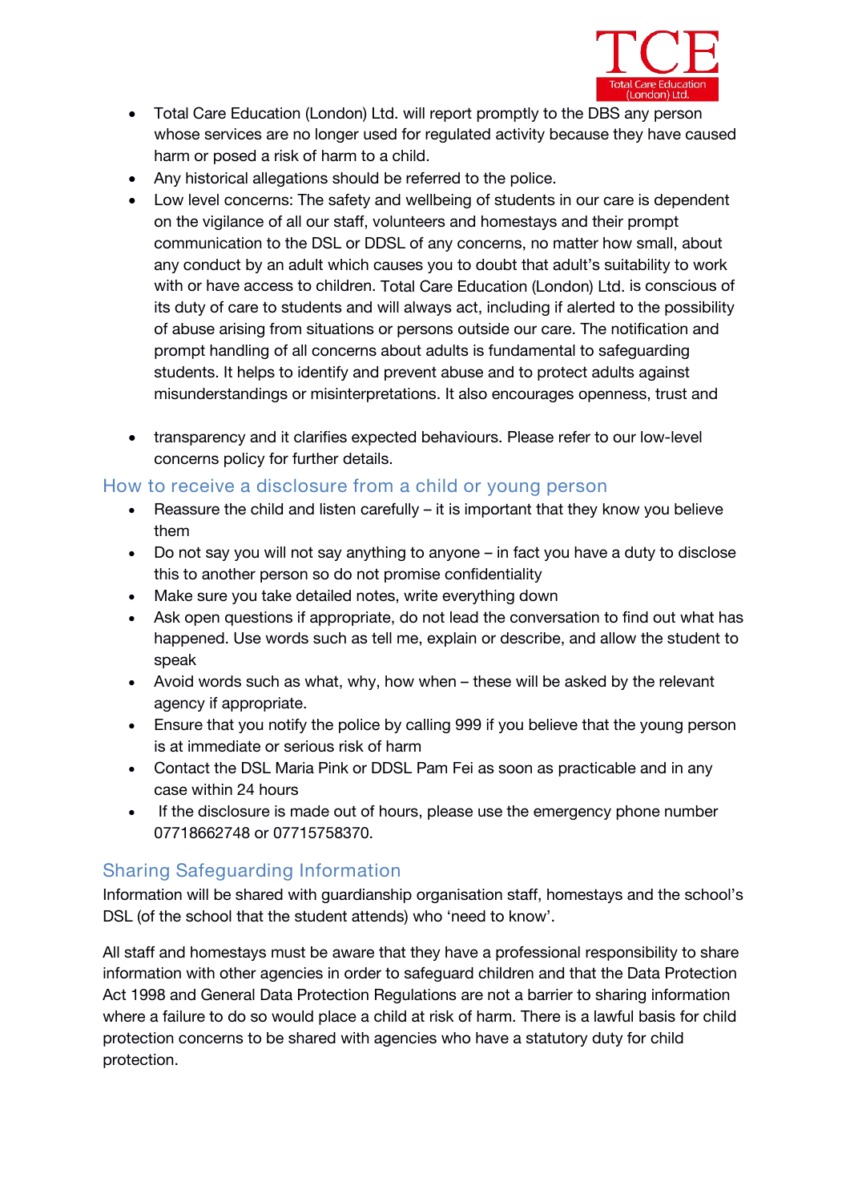- Total Care Education (London) Ltd. will report promptly to the DBS any person whose services are no longer used for regulated activity because they have caused harm or posed a risk of harm to a child.
- Any historical allegations should be referred to the police.
- Low level concerns: The safety and wellbeing of students in our care is dependent on the vigilance of all our staff, volunteers and homestays and their prompt communication to the DSL or DDSL of any concerns, no matter how small, about any conduct by an adult which causes you to doubt that adult's suitability to work with or have access to children. Total Care Education (London) Ltd. is conscious of its duty of care to students and will always act, including if alerted to the possibility of abuse arising from situations or persons outside our care. The notification and prompt handling of all concerns about adults is fundamental to safeguarding students. It helps to identify and prevent abuse and to protect adults against misunderstandings or misinterpretations. It also encourages openness, trust and
- transparency and it clarifies expected behaviours. Please refer to our low-level concerns policy for further details.

## How to receive a disclosure from a child or young person

- Reassure the child and listen carefully – it is important that they know you believe them
- Do not say you will not say anything to anyone – in fact you have a duty to disclose this to another person so do not promise confidentiality
- Make sure you take detailed notes, write everything down
- Ask open questions if appropriate, do not lead the conversation to find out what has happened. Use words such as tell me, explain or describe, and allow the student to speak
- Avoid words such as what, why, how when – these will be asked by the relevant agency if appropriate.
- Ensure that you notify the police by calling 999 if you believe that the young person is at immediate or serious risk of harm
- Contact the DSL Maria Pink or DDSL Pam Fei as soon as practicable and in any case within 24 hours
- If the disclosure is made out of hours, please use the emergency phone number 07718662748 or 07715758370.

## Sharing Safeguarding Information

Information will be shared with guardianship organisation staff, homestays and the school's DSL (of the school that the student attends) who 'need to know'.

All staff and homestays must be aware that they have a professional responsibility to share information with other agencies in order to safeguard children and that the Data Protection Act 1998 and General Data Protection Regulations are not a barrier to sharing information where a failure to do so would place a child at risk of harm. There is a lawful basis for child protection concerns to be shared with agencies who have a statutory duty for child protection.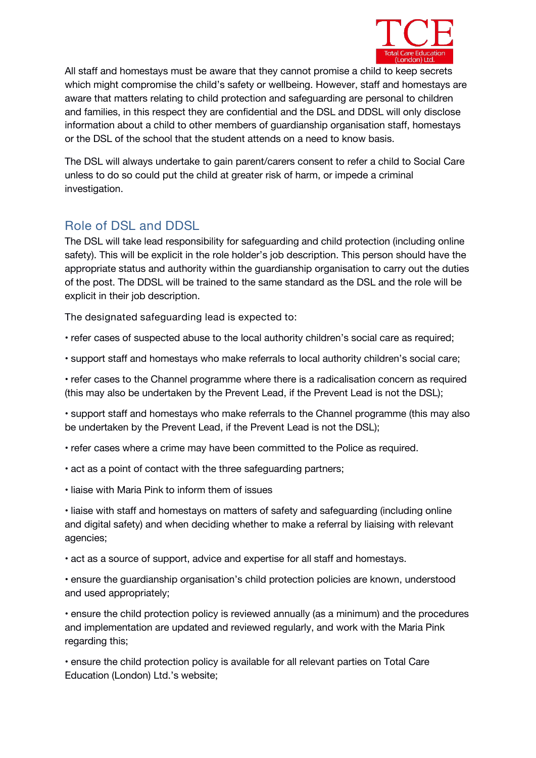All staff and homestays must be aware that they cannot promise a child to keep secrets which might compromise the child's safety or wellbeing. However, staff and homestays are aware that matters relating to child protection and safeguarding are personal to children and families, in this respect they are confidential and the DSL and DDSL will only disclose information about a child to other members of guardianship organisation staff, homestays or the DSL of the school that the student attends on a need to know basis.

The DSL will always undertake to gain parent/carers consent to refer a child to Social Care unless to do so could put the child at greater risk of harm, or impede a criminal investigation.

## Role of DSL and DDSL

The DSL will take lead responsibility for safeguarding and child protection (including online safety). This will be explicit in the role holder's job description. This person should have the appropriate status and authority within the guardianship organisation to carry out the duties of the post. The DDSL will be trained to the same standard as the DSL and the role will be explicit in their job description.

The designated safeguarding lead is expected to:

• refer cases of suspected abuse to the local authority children's social care as required;

• support staff and homestays who make referrals to local authority children's social care;

• refer cases to the Channel programme where there is a radicalisation concern as required (this may also be undertaken by the Prevent Lead, if the Prevent Lead is not the DSL);

• support staff and homestays who make referrals to the Channel programme (this may also be undertaken by the Prevent Lead, if the Prevent Lead is not the DSL);

• refer cases where a crime may have been committed to the Police as required.

• act as a point of contact with the three safeguarding partners;

• liaise with Maria Pink to inform them of issues

• liaise with staff and homestays on matters of safety and safeguarding (including online and digital safety) and when deciding whether to make a referral by liaising with relevant agencies;

• act as a source of support, advice and expertise for all staff and homestays.

• ensure the guardianship organisation's child protection policies are known, understood and used appropriately;

• ensure the child protection policy is reviewed annually (as a minimum) and the procedures and implementation are updated and reviewed regularly, and work with the Maria Pink regarding this;

• ensure the child protection policy is available for all relevant parties on Total Care Education (London) Ltd.'s website;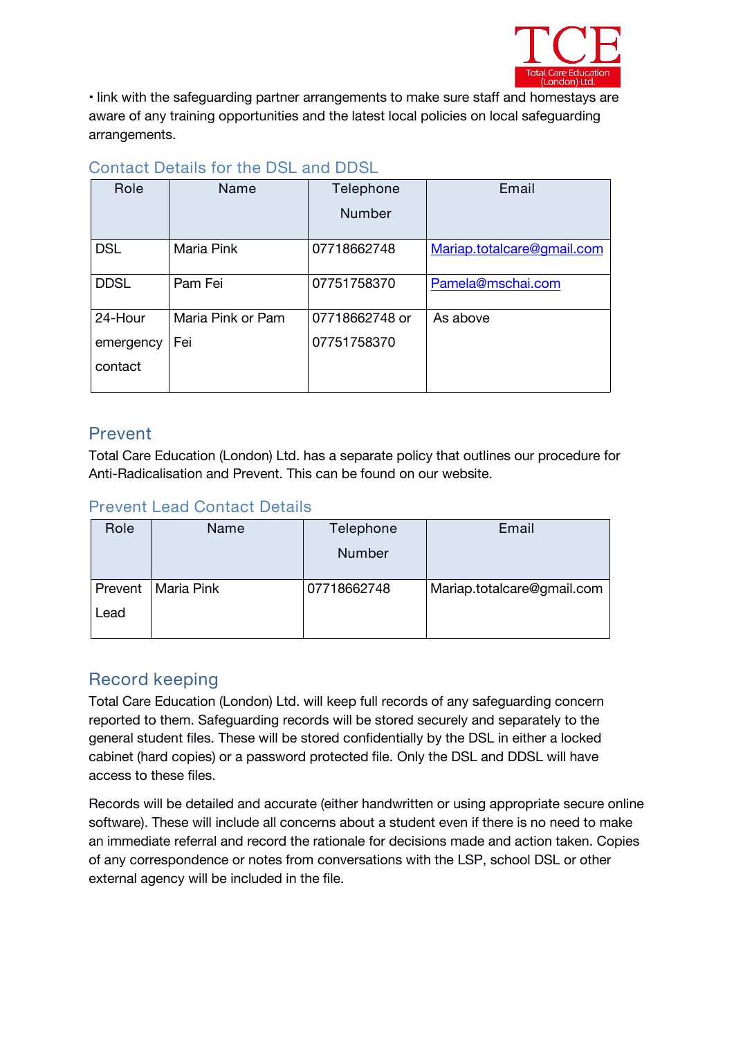• link with the safeguarding partner arrangements to make sure staff and homestays are aware of any training opportunities and the latest local policies on local safeguarding arrangements.

## Contact Details for the DSL and DDSL

| Role | Name | Telephone Number | Email |
|---|---|---|---|
| DSL | Maria Pink | 07718662748 | Mariap.totalcare@gmail.com |
| DDSL | Pam Fei | 07751758370 | Pamela@mschai.com |
| 24-Hour emergency contact | Maria Pink or Pam Fei | 07718662748 or 07751758370 | As above |

## Prevent

Total Care Education (London) Ltd. has a separate policy that outlines our procedure for Anti-Radicalisation and Prevent. This can be found on our website.

## Prevent Lead Contact Details

| Role | Name | Telephone Number | Email |
|---|---|---|---|
| Prevent Lead | Maria Pink | 07718662748 | Mariap.totalcare@gmail.com |

## Record keeping

Total Care Education (London) Ltd. will keep full records of any safeguarding concern reported to them. Safeguarding records will be stored securely and separately to the general student files. These will be stored confidentially by the DSL in either a locked cabinet (hard copies) or a password protected file. Only the DSL and DDSL will have access to these files.

Records will be detailed and accurate (either handwritten or using appropriate secure online software). These will include all concerns about a student even if there is no need to make an immediate referral and record the rationale for decisions made and action taken. Copies of any correspondence or notes from conversations with the LSP, school DSL or other external agency will be included in the file.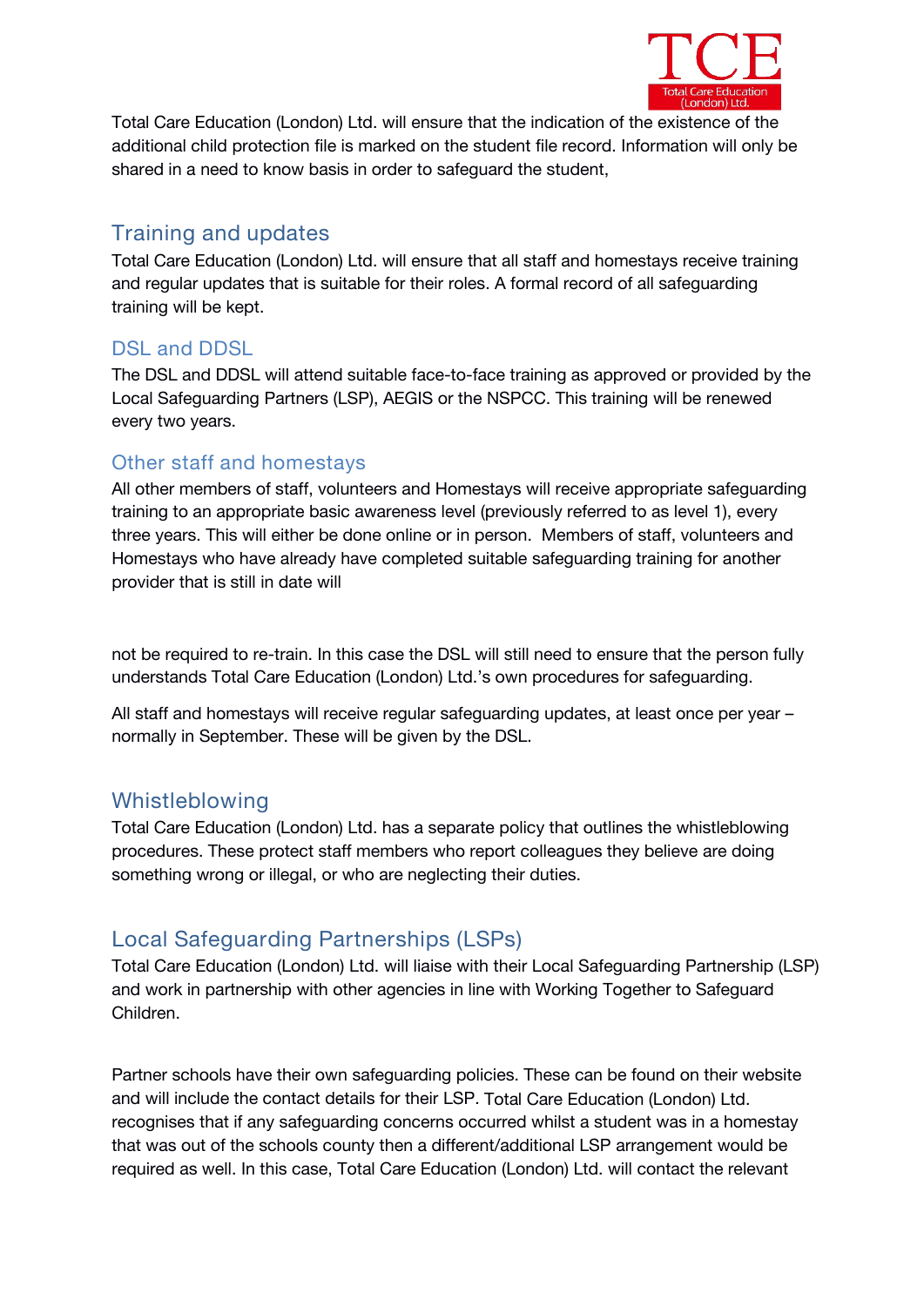Total Care Education (London) Ltd. will ensure that the indication of the existence of the additional child protection file is marked on the student file record. Information will only be shared in a need to know basis in order to safeguard the student,

## Training and updates

Total Care Education (London) Ltd. will ensure that all staff and homestays receive training and regular updates that is suitable for their roles. A formal record of all safeguarding training will be kept.

### DSL and DDSL

The DSL and DDSL will attend suitable face-to-face training as approved or provided by the Local Safeguarding Partners (LSP), AEGIS or the NSPCC. This training will be renewed every two years.

### Other staff and homestays

All other members of staff, volunteers and Homestays will receive appropriate safeguarding training to an appropriate basic awareness level (previously referred to as level 1), every three years. This will either be done online or in person. Members of staff, volunteers and Homestays who have already have completed suitable safeguarding training for another provider that is still in date will

not be required to re-train. In this case the DSL will still need to ensure that the person fully understands Total Care Education (London) Ltd.'s own procedures for safeguarding.

All staff and homestays will receive regular safeguarding updates, at least once per year – normally in September. These will be given by the DSL.

## Whistleblowing

Total Care Education (London) Ltd. has a separate policy that outlines the whistleblowing procedures. These protect staff members who report colleagues they believe are doing something wrong or illegal, or who are neglecting their duties.

## Local Safeguarding Partnerships (LSPs)

Total Care Education (London) Ltd. will liaise with their Local Safeguarding Partnership (LSP) and work in partnership with other agencies in line with Working Together to Safeguard Children.

Partner schools have their own safeguarding policies. These can be found on their website and will include the contact details for their LSP. Total Care Education (London) Ltd. recognises that if any safeguarding concerns occurred whilst a student was in a homestay that was out of the schools county then a different/additional LSP arrangement would be required as well. In this case, Total Care Education (London) Ltd. will contact the relevant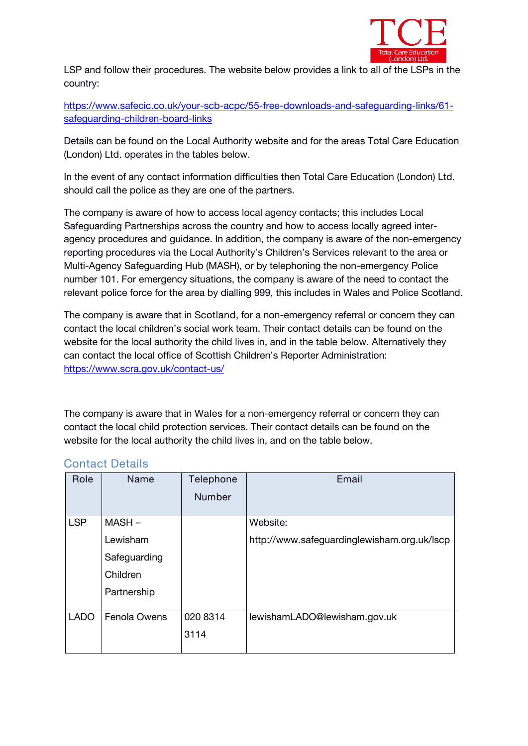LSP and follow their procedures. The website below provides a link to all of the LSPs in the country:

[https://www.safecic.co.uk/your-scb-acpc/55-free-downloads-and-safeguarding-links/61-safeguarding-children-board-links](https://www.safecic.co.uk/your-scb-acpc/55-free-downloads-and-safeguarding-links/61-safeguarding-children-board-links)

Details can be found on the Local Authority website and for the areas Total Care Education (London) Ltd. operates in the tables below.

In the event of any contact information difficulties then Total Care Education (London) Ltd. should call the police as they are one of the partners.

The company is aware of how to access local agency contacts; this includes Local Safeguarding Partnerships across the country and how to access locally agreed inter-agency procedures and guidance. In addition, the company is aware of the non-emergency reporting procedures via the Local Authority's Children's Services relevant to the area or Multi-Agency Safeguarding Hub (MASH), or by telephoning the non-emergency Police number 101. For emergency situations, the company is aware of the need to contact the relevant police force for the area by dialling 999, this includes in Wales and Police Scotland.

The company is aware that in Scotland, for a non-emergency referral or concern they can contact the local children's social work team. Their contact details can be found on the website for the local authority the child lives in, and in the table below. Alternatively they can contact the local office of Scottish Children's Reporter Administration: [https://www.scra.gov.uk/contact-us/](https://www.scra.gov.uk/contact-us/)

The company is aware that in Wales for a non-emergency referral or concern they can contact the local child protection services. Their contact details can be found on the website for the local authority the child lives in, and on the table below.

## Contact Details

| Role | Name | Telephone Number | Email |
|---|---|---|---|
| LSP | MASH – Lewisham Safeguarding Children Partnership | | Website: http://www.safeguardinglewisham.org.uk/lscp |
| LADO | Fenola Owens | 020 8314 3114 | lewishamLADO@lewisham.gov.uk |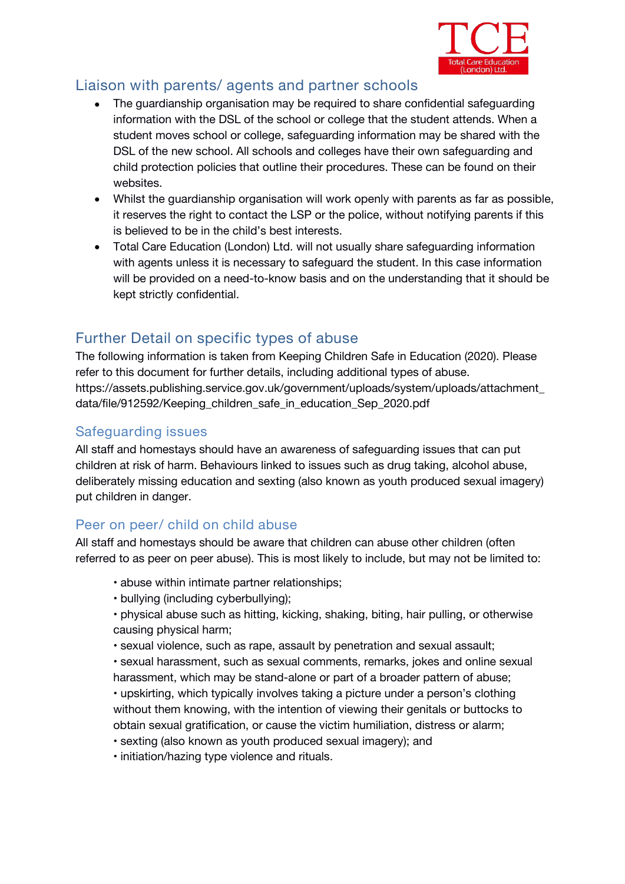## Liaison with parents/ agents and partner schools

- The guardianship organisation may be required to share confidential safeguarding information with the DSL of the school or college that the student attends. When a student moves school or college, safeguarding information may be shared with the DSL of the new school. All schools and colleges have their own safeguarding and child protection policies that outline their procedures. These can be found on their websites.
- Whilst the guardianship organisation will work openly with parents as far as possible, it reserves the right to contact the LSP or the police, without notifying parents if this is believed to be in the child's best interests.
- Total Care Education (London) Ltd. will not usually share safeguarding information with agents unless it is necessary to safeguard the student. In this case information will be provided on a need-to-know basis and on the understanding that it should be kept strictly confidential.

## Further Detail on specific types of abuse

The following information is taken from Keeping Children Safe in Education (2020). Please refer to this document for further details, including additional types of abuse. https://assets.publishing.service.gov.uk/government/uploads/system/uploads/attachment_data/file/912592/Keeping_children_safe_in_education_Sep_2020.pdf

### Safeguarding issues

All staff and homestays should have an awareness of safeguarding issues that can put children at risk of harm. Behaviours linked to issues such as drug taking, alcohol abuse, deliberately missing education and sexting (also known as youth produced sexual imagery) put children in danger.

### Peer on peer/ child on child abuse

All staff and homestays should be aware that children can abuse other children (often referred to as peer on peer abuse). This is most likely to include, but may not be limited to:

- abuse within intimate partner relationships;
- bullying (including cyberbullying);
- physical abuse such as hitting, kicking, shaking, biting, hair pulling, or otherwise causing physical harm;
- sexual violence, such as rape, assault by penetration and sexual assault;
- sexual harassment, such as sexual comments, remarks, jokes and online sexual harassment, which may be stand-alone or part of a broader pattern of abuse;
- upskirting, which typically involves taking a picture under a person's clothing without them knowing, with the intention of viewing their genitals or buttocks to obtain sexual gratification, or cause the victim humiliation, distress or alarm;
- sexting (also known as youth produced sexual imagery); and
- initiation/hazing type violence and rituals.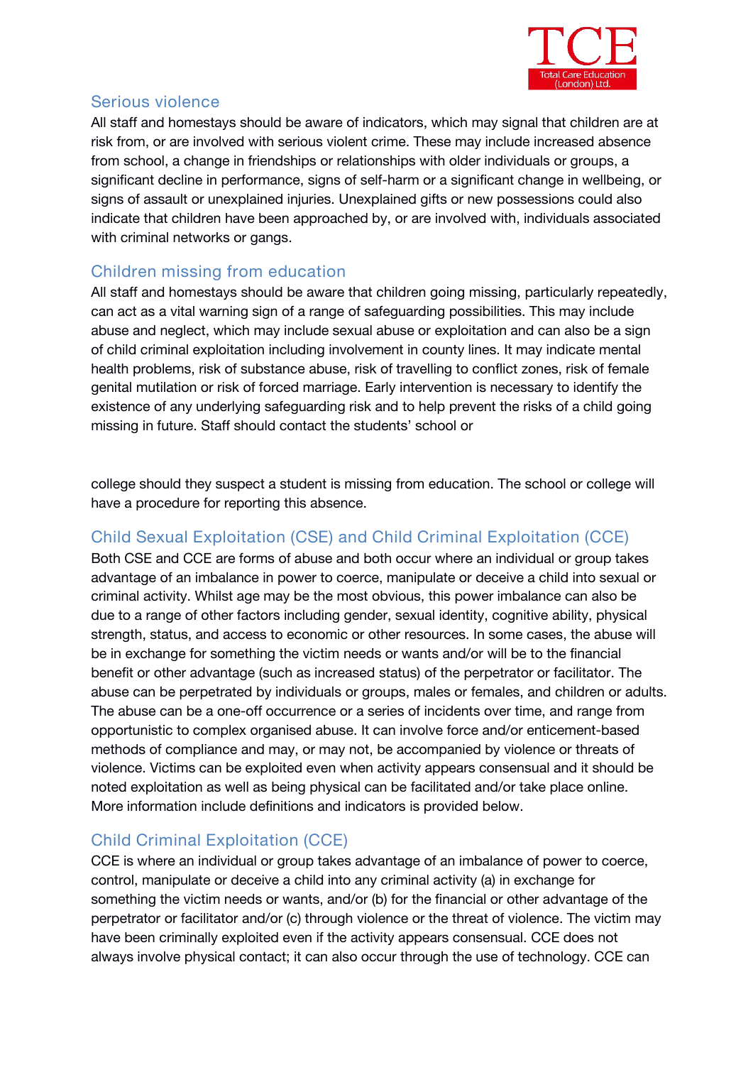## Serious violence

All staff and homestays should be aware of indicators, which may signal that children are at risk from, or are involved with serious violent crime. These may include increased absence from school, a change in friendships or relationships with older individuals or groups, a significant decline in performance, signs of self-harm or a significant change in wellbeing, or signs of assault or unexplained injuries. Unexplained gifts or new possessions could also indicate that children have been approached by, or are involved with, individuals associated with criminal networks or gangs.

## Children missing from education

All staff and homestays should be aware that children going missing, particularly repeatedly, can act as a vital warning sign of a range of safeguarding possibilities. This may include abuse and neglect, which may include sexual abuse or exploitation and can also be a sign of child criminal exploitation including involvement in county lines. It may indicate mental health problems, risk of substance abuse, risk of travelling to conflict zones, risk of female genital mutilation or risk of forced marriage. Early intervention is necessary to identify the existence of any underlying safeguarding risk and to help prevent the risks of a child going missing in future. Staff should contact the students' school or college should they suspect a student is missing from education. The school or college will have a procedure for reporting this absence.

## Child Sexual Exploitation (CSE) and Child Criminal Exploitation (CCE)

Both CSE and CCE are forms of abuse and both occur where an individual or group takes advantage of an imbalance in power to coerce, manipulate or deceive a child into sexual or criminal activity. Whilst age may be the most obvious, this power imbalance can also be due to a range of other factors including gender, sexual identity, cognitive ability, physical strength, status, and access to economic or other resources. In some cases, the abuse will be in exchange for something the victim needs or wants and/or will be to the financial benefit or other advantage (such as increased status) of the perpetrator or facilitator. The abuse can be perpetrated by individuals or groups, males or females, and children or adults. The abuse can be a one-off occurrence or a series of incidents over time, and range from opportunistic to complex organised abuse. It can involve force and/or enticement-based methods of compliance and may, or may not, be accompanied by violence or threats of violence. Victims can be exploited even when activity appears consensual and it should be noted exploitation as well as being physical can be facilitated and/or take place online. More information include definitions and indicators is provided below.

## Child Criminal Exploitation (CCE)

CCE is where an individual or group takes advantage of an imbalance of power to coerce, control, manipulate or deceive a child into any criminal activity (a) in exchange for something the victim needs or wants, and/or (b) for the financial or other advantage of the perpetrator or facilitator and/or (c) through violence or the threat of violence. The victim may have been criminally exploited even if the activity appears consensual. CCE does not always involve physical contact; it can also occur through the use of technology. CCE can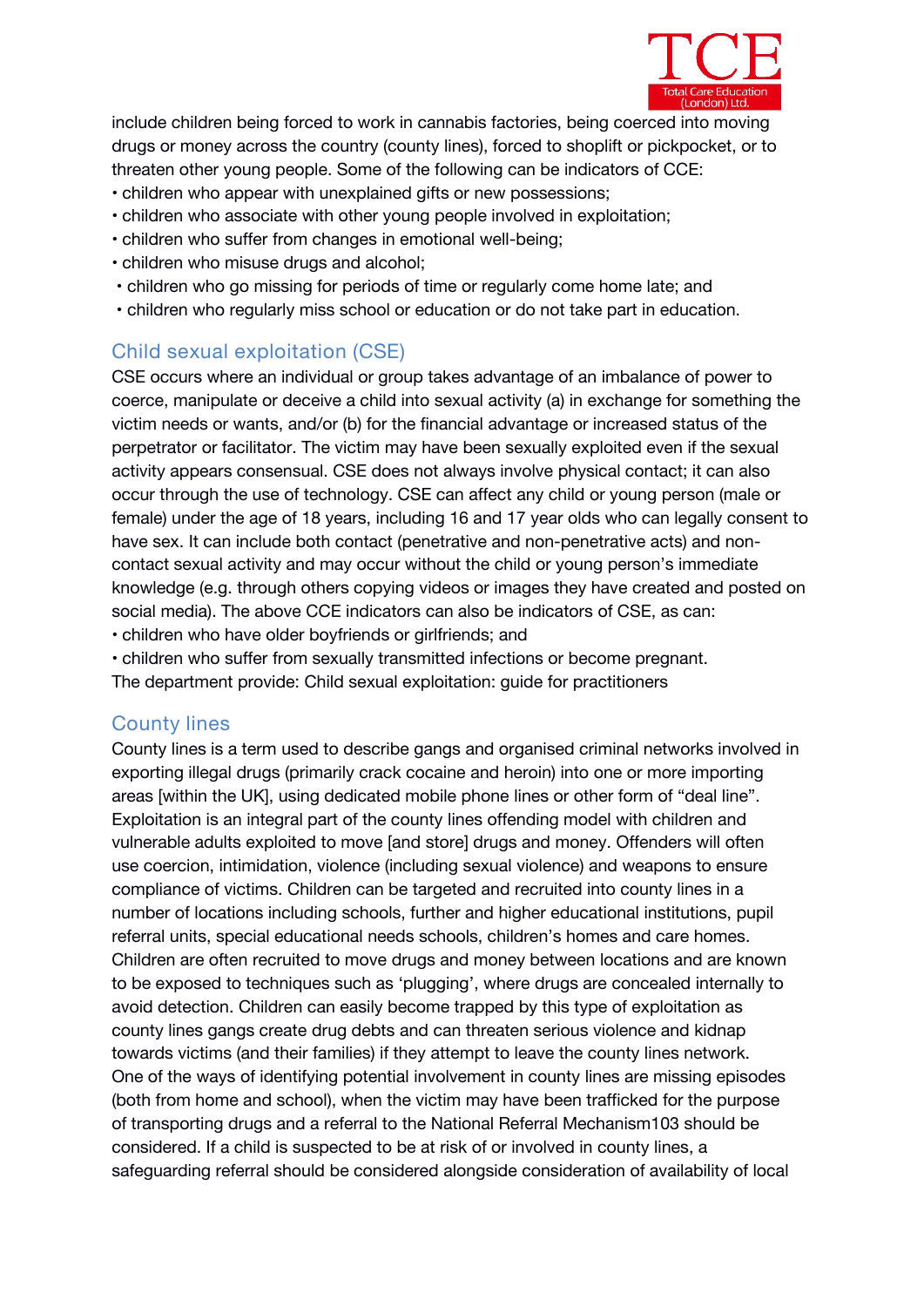include children being forced to work in cannabis factories, being coerced into moving drugs or money across the country (county lines), forced to shoplift or pickpocket, or to threaten other young people. Some of the following can be indicators of CCE:

- children who appear with unexplained gifts or new possessions;
- children who associate with other young people involved in exploitation;
- children who suffer from changes in emotional well-being;
- children who misuse drugs and alcohol;
- children who go missing for periods of time or regularly come home late; and
- children who regularly miss school or education or do not take part in education.

## Child sexual exploitation (CSE)

CSE occurs where an individual or group takes advantage of an imbalance of power to coerce, manipulate or deceive a child into sexual activity (a) in exchange for something the victim needs or wants, and/or (b) for the financial advantage or increased status of the perpetrator or facilitator. The victim may have been sexually exploited even if the sexual activity appears consensual. CSE does not always involve physical contact; it can also occur through the use of technology. CSE can affect any child or young person (male or female) under the age of 18 years, including 16 and 17 year olds who can legally consent to have sex. It can include both contact (penetrative and non-penetrative acts) and non-contact sexual activity and may occur without the child or young person's immediate knowledge (e.g. through others copying videos or images they have created and posted on social media). The above CCE indicators can also be indicators of CSE, as can:

- children who have older boyfriends or girlfriends; and
- children who suffer from sexually transmitted infections or become pregnant.

The department provide: Child sexual exploitation: guide for practitioners

## County lines

County lines is a term used to describe gangs and organised criminal networks involved in exporting illegal drugs (primarily crack cocaine and heroin) into one or more importing areas [within the UK], using dedicated mobile phone lines or other form of "deal line". Exploitation is an integral part of the county lines offending model with children and vulnerable adults exploited to move [and store] drugs and money. Offenders will often use coercion, intimidation, violence (including sexual violence) and weapons to ensure compliance of victims. Children can be targeted and recruited into county lines in a number of locations including schools, further and higher educational institutions, pupil referral units, special educational needs schools, children's homes and care homes. Children are often recruited to move drugs and money between locations and are known to be exposed to techniques such as 'plugging', where drugs are concealed internally to avoid detection. Children can easily become trapped by this type of exploitation as county lines gangs create drug debts and can threaten serious violence and kidnap towards victims (and their families) if they attempt to leave the county lines network. One of the ways of identifying potential involvement in county lines are missing episodes (both from home and school), when the victim may have been trafficked for the purpose of transporting drugs and a referral to the National Referral Mechanism[103] should be considered. If a child is suspected to be at risk of or involved in county lines, a safeguarding referral should be considered alongside consideration of availability of local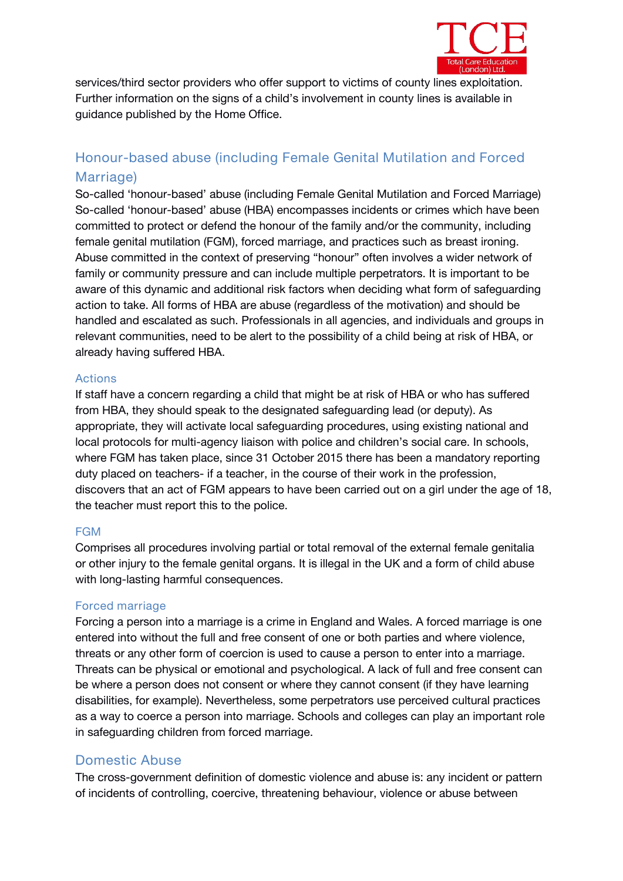services/third sector providers who offer support to victims of county lines exploitation. Further information on the signs of a child's involvement in county lines is available in guidance published by the Home Office.

## Honour-based abuse (including Female Genital Mutilation and Forced Marriage)

So-called 'honour-based' abuse (including Female Genital Mutilation and Forced Marriage) So-called 'honour-based' abuse (HBA) encompasses incidents or crimes which have been committed to protect or defend the honour of the family and/or the community, including female genital mutilation (FGM), forced marriage, and practices such as breast ironing. Abuse committed in the context of preserving "honour" often involves a wider network of family or community pressure and can include multiple perpetrators. It is important to be aware of this dynamic and additional risk factors when deciding what form of safeguarding action to take. All forms of HBA are abuse (regardless of the motivation) and should be handled and escalated as such. Professionals in all agencies, and individuals and groups in relevant communities, need to be alert to the possibility of a child being at risk of HBA, or already having suffered HBA.

### Actions

If staff have a concern regarding a child that might be at risk of HBA or who has suffered from HBA, they should speak to the designated safeguarding lead (or deputy). As appropriate, they will activate local safeguarding procedures, using existing national and local protocols for multi-agency liaison with police and children's social care. In schools, where FGM has taken place, since 31 October 2015 there has been a mandatory reporting duty placed on teachers- if a teacher, in the course of their work in the profession, discovers that an act of FGM appears to have been carried out on a girl under the age of 18, the teacher must report this to the police.

### FGM

Comprises all procedures involving partial or total removal of the external female genitalia or other injury to the female genital organs. It is illegal in the UK and a form of child abuse with long-lasting harmful consequences.

### Forced marriage

Forcing a person into a marriage is a crime in England and Wales. A forced marriage is one entered into without the full and free consent of one or both parties and where violence, threats or any other form of coercion is used to cause a person to enter into a marriage. Threats can be physical or emotional and psychological. A lack of full and free consent can be where a person does not consent or where they cannot consent (if they have learning disabilities, for example). Nevertheless, some perpetrators use perceived cultural practices as a way to coerce a person into marriage. Schools and colleges can play an important role in safeguarding children from forced marriage.

## Domestic Abuse

The cross-government definition of domestic violence and abuse is: any incident or pattern of incidents of controlling, coercive, threatening behaviour, violence or abuse between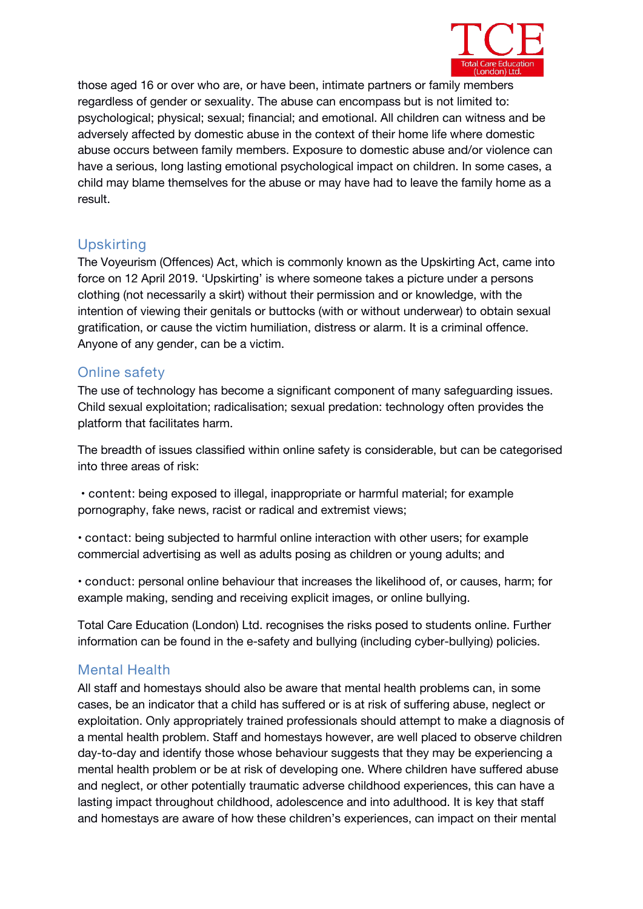those aged 16 or over who are, or have been, intimate partners or family members regardless of gender or sexuality. The abuse can encompass but is not limited to: psychological; physical; sexual; financial; and emotional. All children can witness and be adversely affected by domestic abuse in the context of their home life where domestic abuse occurs between family members. Exposure to domestic abuse and/or violence can have a serious, long lasting emotional psychological impact on children. In some cases, a child may blame themselves for the abuse or may have had to leave the family home as a result.

## Upskirting

The Voyeurism (Offences) Act, which is commonly known as the Upskirting Act, came into force on 12 April 2019. 'Upskirting' is where someone takes a picture under a persons clothing (not necessarily a skirt) without their permission and or knowledge, with the intention of viewing their genitals or buttocks (with or without underwear) to obtain sexual gratification, or cause the victim humiliation, distress or alarm. It is a criminal offence. Anyone of any gender, can be a victim.

## Online safety

The use of technology has become a significant component of many safeguarding issues. Child sexual exploitation; radicalisation; sexual predation: technology often provides the platform that facilitates harm.

The breadth of issues classified within online safety is considerable, but can be categorised into three areas of risk:

- content: being exposed to illegal, inappropriate or harmful material; for example pornography, fake news, racist or radical and extremist views;
- contact: being subjected to harmful online interaction with other users; for example commercial advertising as well as adults posing as children or young adults; and
- conduct: personal online behaviour that increases the likelihood of, or causes, harm; for example making, sending and receiving explicit images, or online bullying.

Total Care Education (London) Ltd. recognises the risks posed to students online. Further information can be found in the e-safety and bullying (including cyber-bullying) policies.

## Mental Health

All staff and homestays should also be aware that mental health problems can, in some cases, be an indicator that a child has suffered or is at risk of suffering abuse, neglect or exploitation. Only appropriately trained professionals should attempt to make a diagnosis of a mental health problem. Staff and homestays however, are well placed to observe children day-to-day and identify those whose behaviour suggests that they may be experiencing a mental health problem or be at risk of developing one. Where children have suffered abuse and neglect, or other potentially traumatic adverse childhood experiences, this can have a lasting impact throughout childhood, adolescence and into adulthood. It is key that staff and homestays are aware of how these children's experiences, can impact on their mental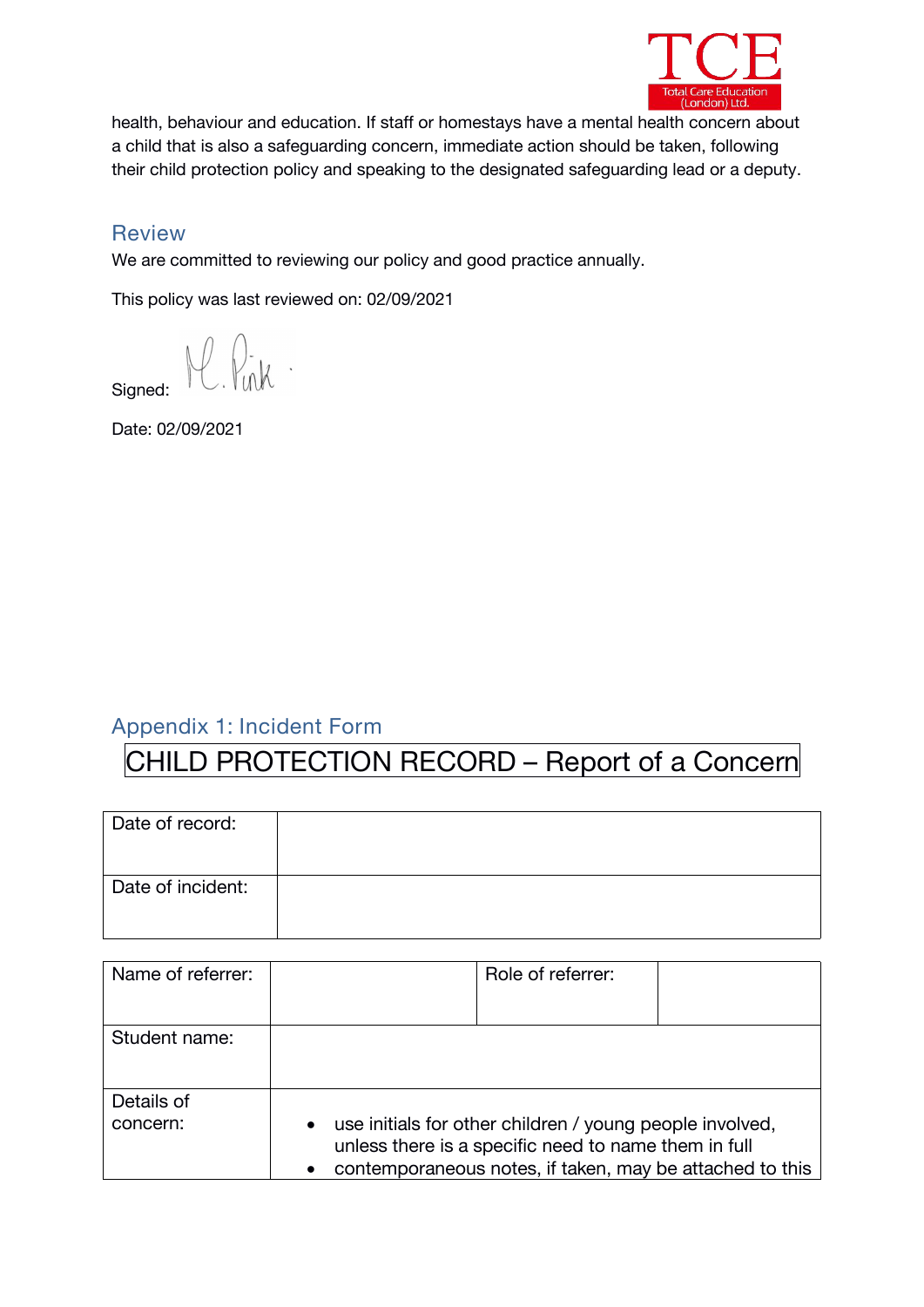health, behaviour and education. If staff or homestays have a mental health concern about a child that is also a safeguarding concern, immediate action should be taken, following their child protection policy and speaking to the designated safeguarding lead or a deputy.

## Review

We are committed to reviewing our policy and good practice annually.

This policy was last reviewed on: 02/09/2021

Signed: M. Pink.

Date: 02/09/2021

## Appendix 1: Incident Form

# CHILD PROTECTION RECORD – Report of a Concern

| Date of record: | |
|---|---|
| Date of incident: | |

| Name of referrer: | | Role of referrer: | |
|---|---|---|---|
| Student name: | | | |
| Details of concern: | • use initials for other children / young people involved, unless there is a specific need to name them in full<br>• contemporaneous notes, if taken, may be attached to this | | |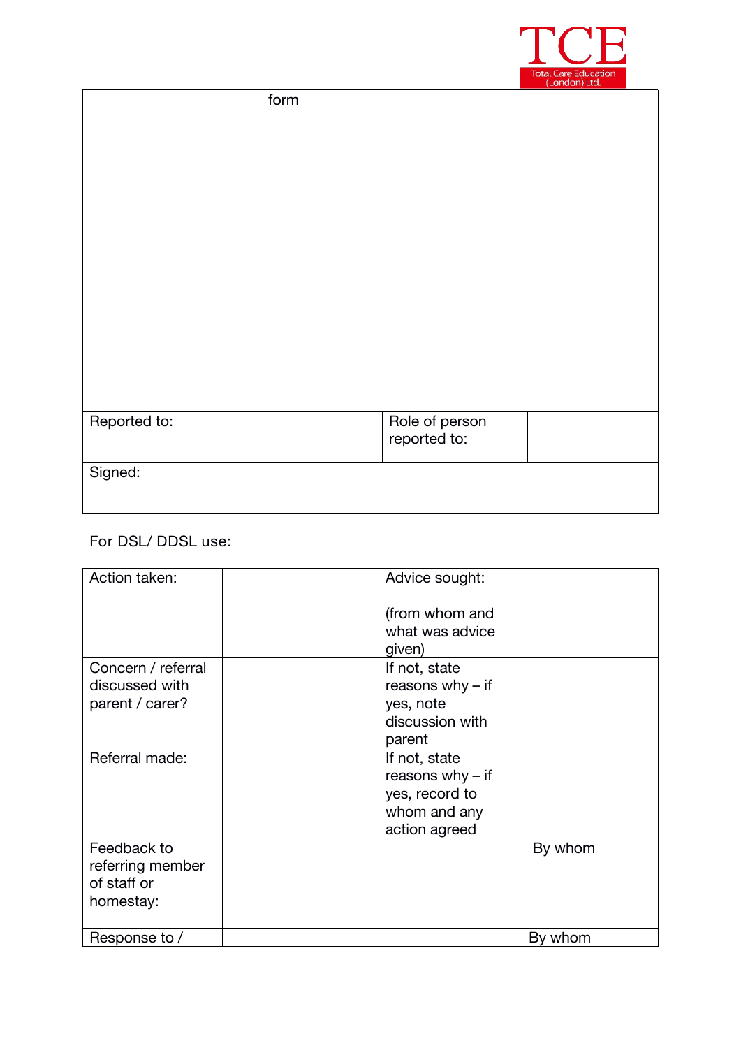| | form | | |
|---|---|---|---|
| Reported to: | | Role of person reported to: | |
| Signed: | | | |

For DSL/ DDSL use:

| Action taken: | | Advice sought: (from whom and what was advice given) | |
|---|---|---|---|
| Concern / referral discussed with parent / carer? | | If not, state reasons why – if yes, note discussion with parent | |
| Referral made: | | If not, state reasons why – if yes, record to whom and any action agreed | |
| Feedback to referring member of staff or homestay: | | | By whom |
| Response to / | | | By whom |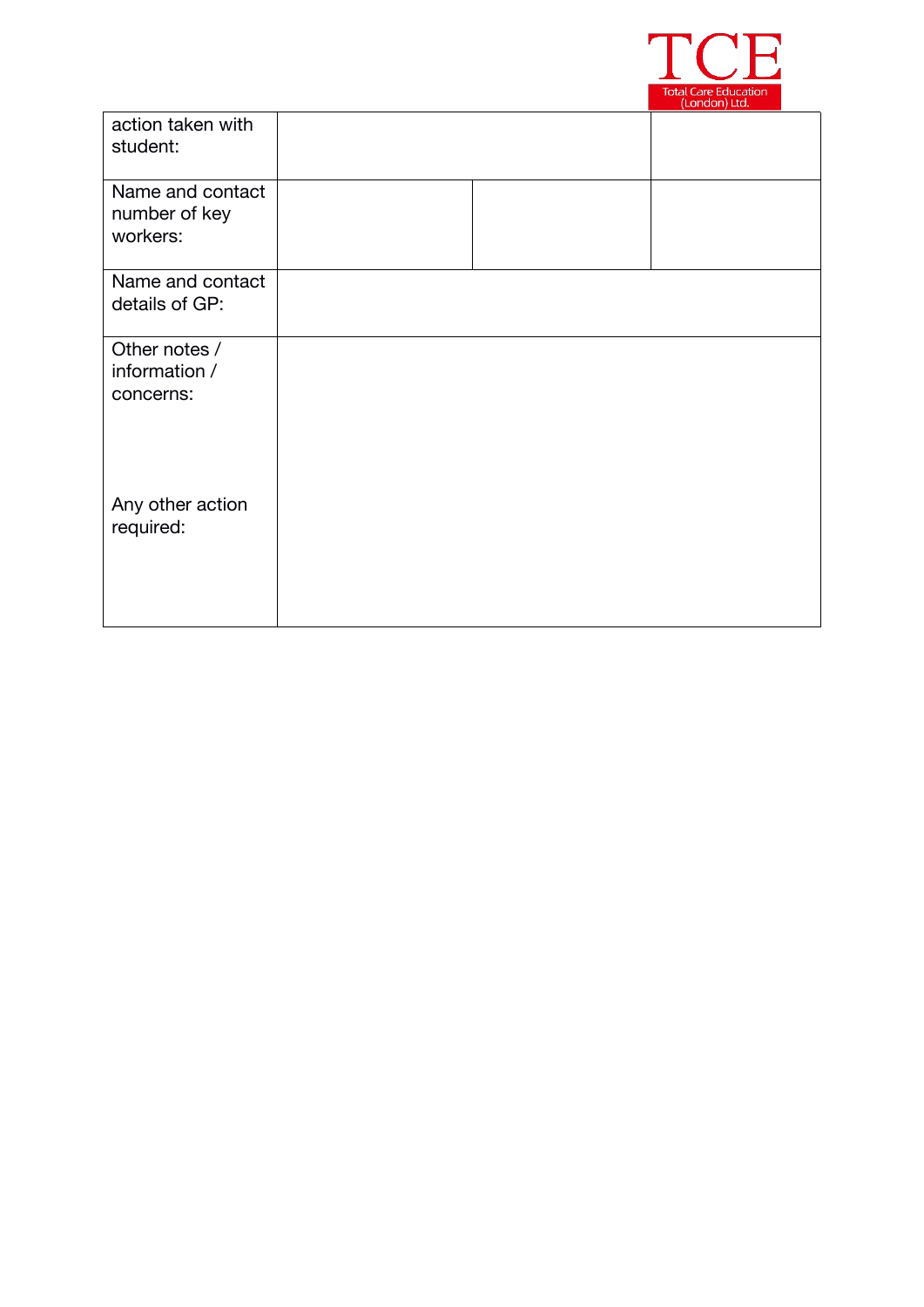| | | | |
|---|---|---|---|
| action taken with student: | | | |
| Name and contact number of key workers: | | | |
| Name and contact details of GP: | | | |
| Other notes / information / concerns:<br><br>Any other action required: | | | |